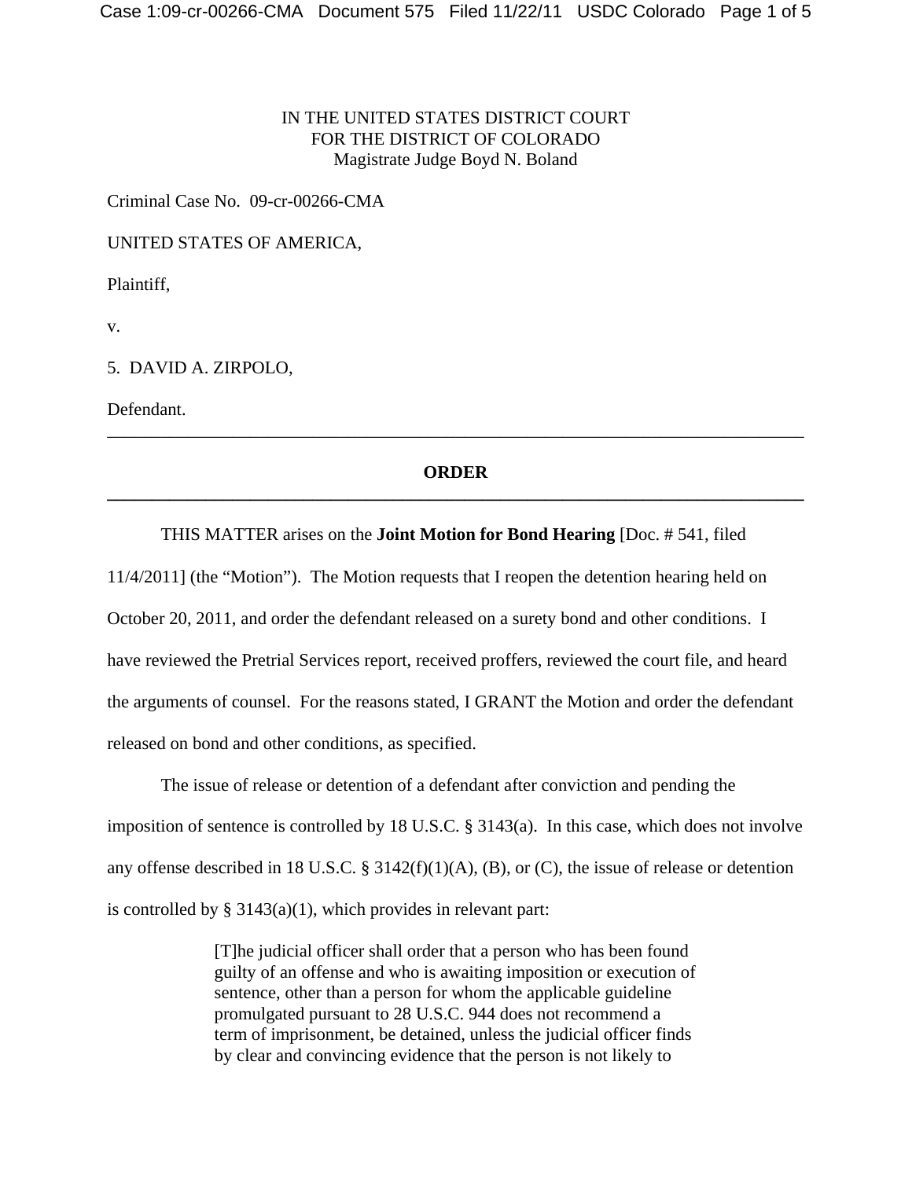IN THE UNITED STATES DISTRICT COURT
FOR THE DISTRICT OF COLORADO
Magistrate Judge Boyd N. Boland

Criminal Case No. 09-cr-00266-CMA

UNITED STATES OF AMERICA,

Plaintiff,

v.

5. DAVID A. ZIRPOLO,

Defendant.

---

## ORDER

---

THIS MATTER arises on the **Joint Motion for Bond Hearing** [Doc. # 541, filed 11/4/2011] (the "Motion"). The Motion requests that I reopen the detention hearing held on October 20, 2011, and order the defendant released on a surety bond and other conditions. I have reviewed the Pretrial Services report, received proffers, reviewed the court file, and heard the arguments of counsel. For the reasons stated, I GRANT the Motion and order the defendant released on bond and other conditions, as specified.

The issue of release or detention of a defendant after conviction and pending the imposition of sentence is controlled by 18 U.S.C. § 3143(a). In this case, which does not involve any offense described in 18 U.S.C. § 3142(f)(1)(A), (B), or (C), the issue of release or detention is controlled by § 3143(a)(1), which provides in relevant part:

> [T]he judicial officer shall order that a person who has been found guilty of an offense and who is awaiting imposition or execution of sentence, other than a person for whom the applicable guideline promulgated pursuant to 28 U.S.C. 944 does not recommend a term of imprisonment, be detained, unless the judicial officer finds by clear and convincing evidence that the person is not likely to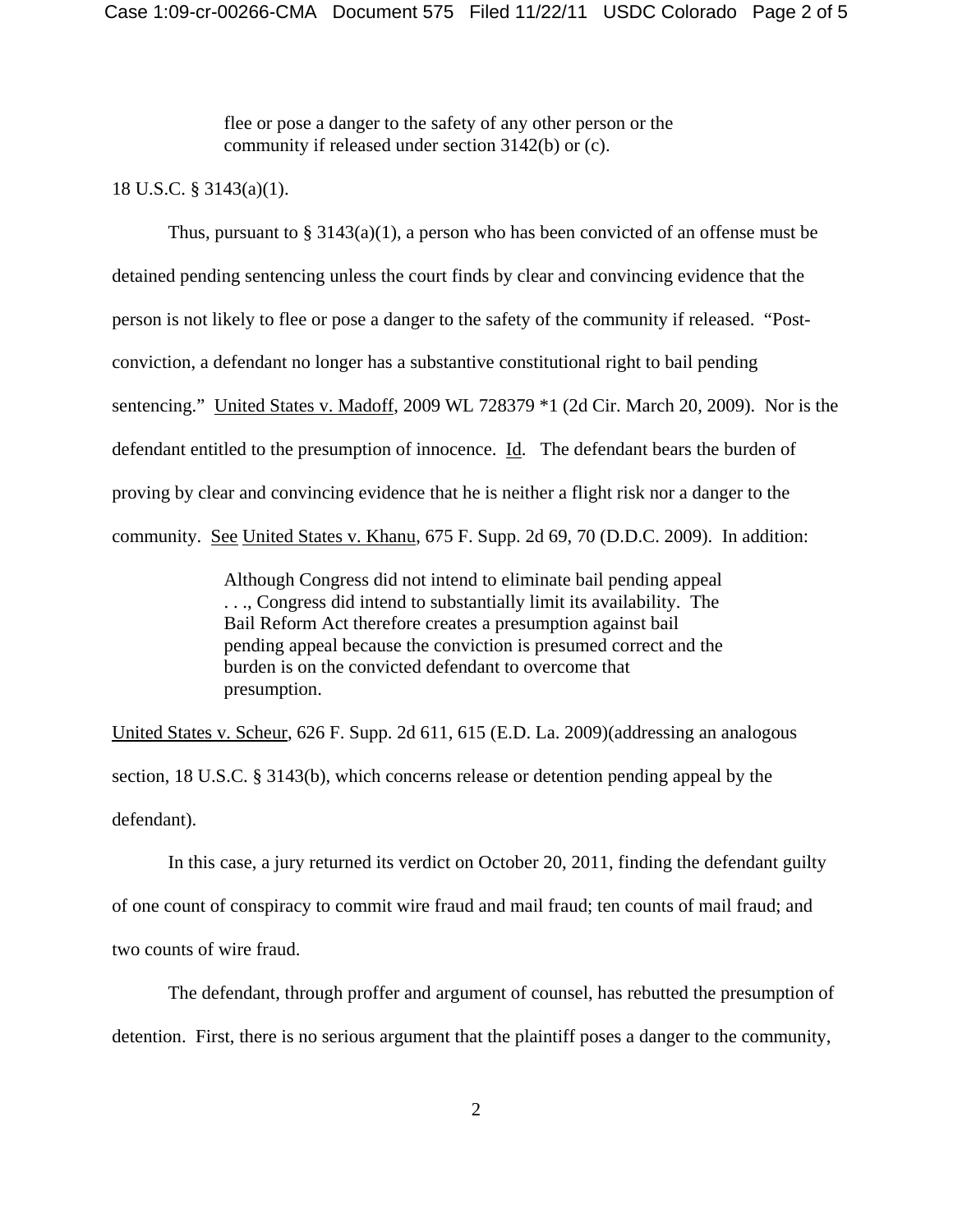> flee or pose a danger to the safety of any other person or the community if released under section 3142(b) or (c).

18 U.S.C. § 3143(a)(1).

Thus, pursuant to § 3143(a)(1), a person who has been convicted of an offense must be detained pending sentencing unless the court finds by clear and convincing evidence that the person is not likely to flee or pose a danger to the safety of the community if released. "Post-conviction, a defendant no longer has a substantive constitutional right to bail pending sentencing." United States v. Madoff, 2009 WL 728379 *1 (2d Cir. March 20, 2009). Nor is the defendant entitled to the presumption of innocence. Id. The defendant bears the burden of proving by clear and convincing evidence that he is neither a flight risk nor a danger to the community. See United States v. Khanu, 675 F. Supp. 2d 69, 70 (D.D.C. 2009). In addition:

> Although Congress did not intend to eliminate bail pending appeal . . ., Congress did intend to substantially limit its availability. The Bail Reform Act therefore creates a presumption against bail pending appeal because the conviction is presumed correct and the burden is on the convicted defendant to overcome that presumption.

United States v. Scheur, 626 F. Supp. 2d 611, 615 (E.D. La. 2009)(addressing an analogous section, 18 U.S.C. § 3143(b), which concerns release or detention pending appeal by the defendant).

In this case, a jury returned its verdict on October 20, 2011, finding the defendant guilty of one count of conspiracy to commit wire fraud and mail fraud; ten counts of mail fraud; and two counts of wire fraud.

The defendant, through proffer and argument of counsel, has rebutted the presumption of detention. First, there is no serious argument that the plaintiff poses a danger to the community,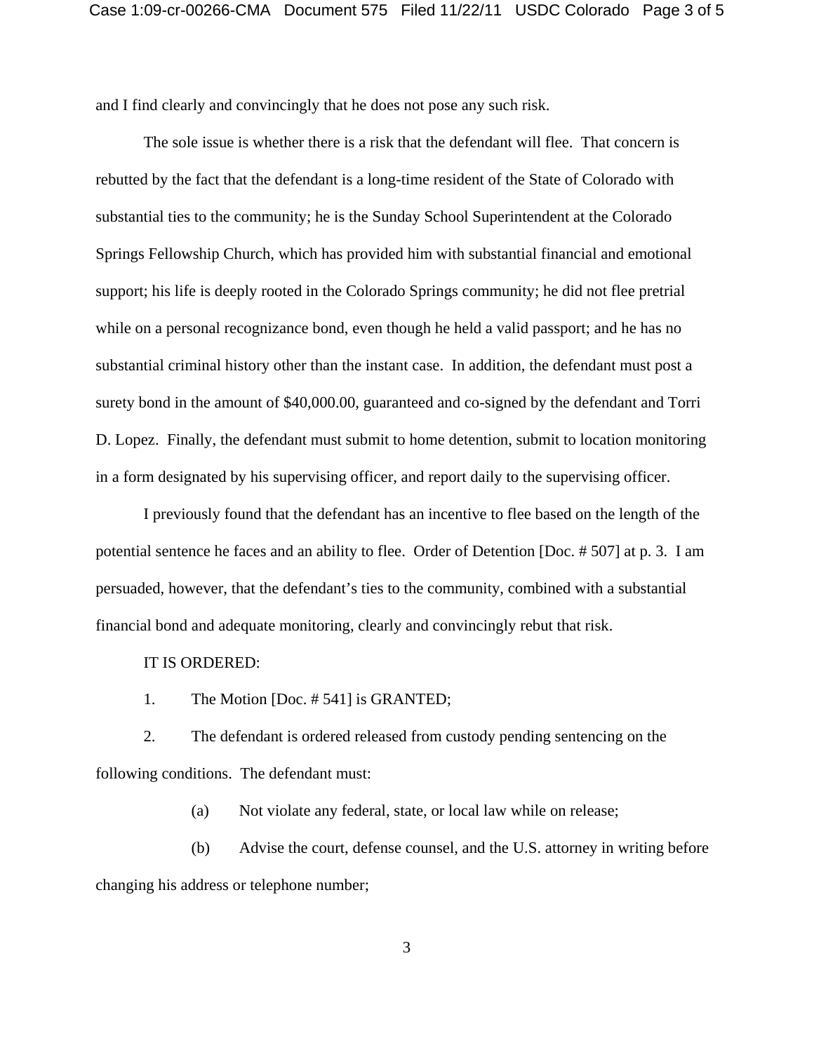and I find clearly and convincingly that he does not pose any such risk.

The sole issue is whether there is a risk that the defendant will flee. That concern is rebutted by the fact that the defendant is a long-time resident of the State of Colorado with substantial ties to the community; he is the Sunday School Superintendent at the Colorado Springs Fellowship Church, which has provided him with substantial financial and emotional support; his life is deeply rooted in the Colorado Springs community; he did not flee pretrial while on a personal recognizance bond, even though he held a valid passport; and he has no substantial criminal history other than the instant case. In addition, the defendant must post a surety bond in the amount of $40,000.00, guaranteed and co-signed by the defendant and Torri D. Lopez. Finally, the defendant must submit to home detention, submit to location monitoring in a form designated by his supervising officer, and report daily to the supervising officer.

I previously found that the defendant has an incentive to flee based on the length of the potential sentence he faces and an ability to flee. Order of Detention [Doc. # 507] at p. 3. I am persuaded, however, that the defendant's ties to the community, combined with a substantial financial bond and adequate monitoring, clearly and convincingly rebut that risk.

IT IS ORDERED:

1. The Motion [Doc. # 541] is GRANTED;

2. The defendant is ordered released from custody pending sentencing on the following conditions. The defendant must:

   (a) Not violate any federal, state, or local law while on release;

   (b) Advise the court, defense counsel, and the U.S. attorney in writing before changing his address or telephone number;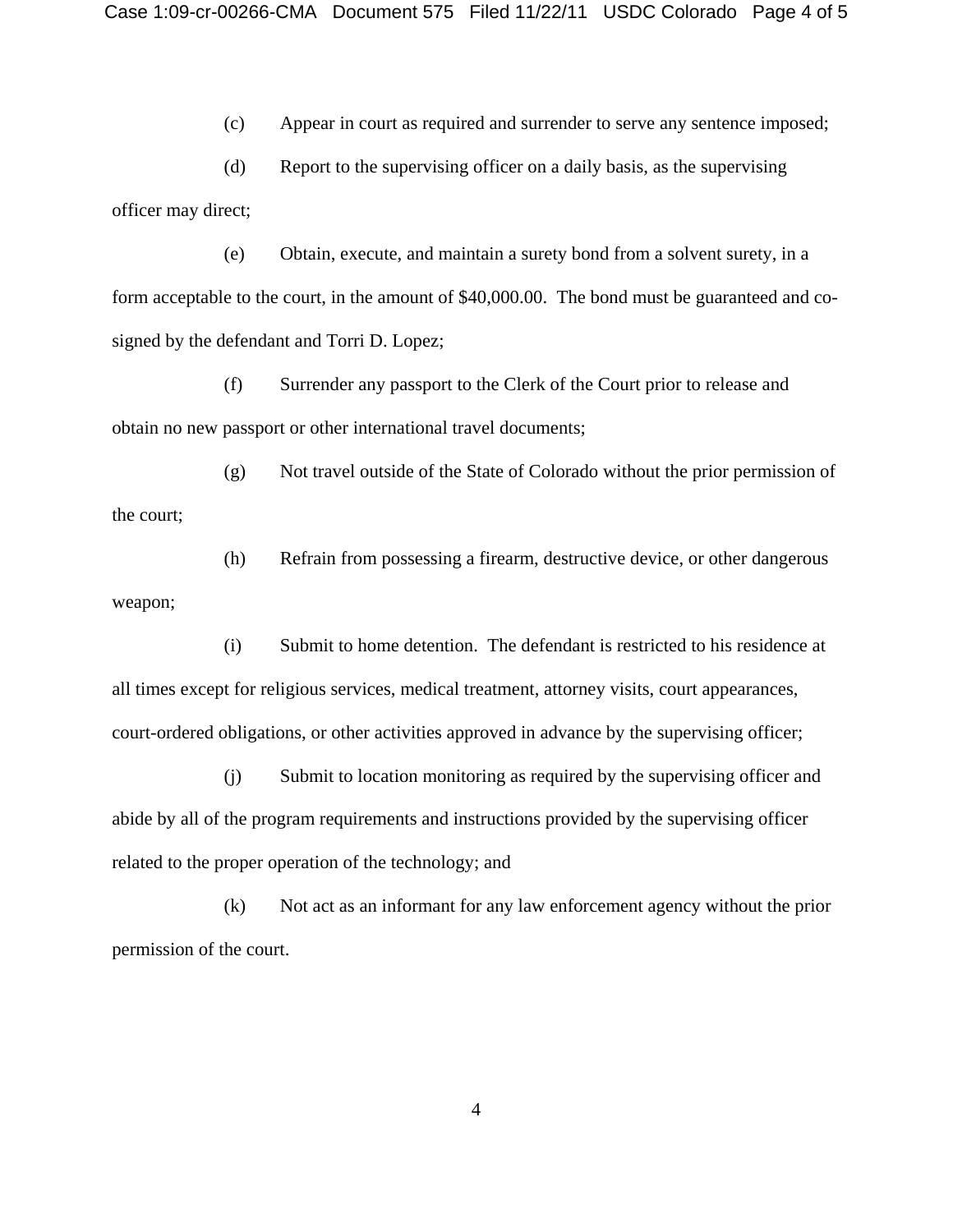(c) Appear in court as required and surrender to serve any sentence imposed;

(d) Report to the supervising officer on a daily basis, as the supervising officer may direct;

(e) Obtain, execute, and maintain a surety bond from a solvent surety, in a form acceptable to the court, in the amount of $40,000.00. The bond must be guaranteed and co-signed by the defendant and Torri D. Lopez;

(f) Surrender any passport to the Clerk of the Court prior to release and obtain no new passport or other international travel documents;

(g) Not travel outside of the State of Colorado without the prior permission of the court;

(h) Refrain from possessing a firearm, destructive device, or other dangerous weapon;

(i) Submit to home detention. The defendant is restricted to his residence at all times except for religious services, medical treatment, attorney visits, court appearances, court-ordered obligations, or other activities approved in advance by the supervising officer;

(j) Submit to location monitoring as required by the supervising officer and abide by all of the program requirements and instructions provided by the supervising officer related to the proper operation of the technology; and

(k) Not act as an informant for any law enforcement agency without the prior permission of the court.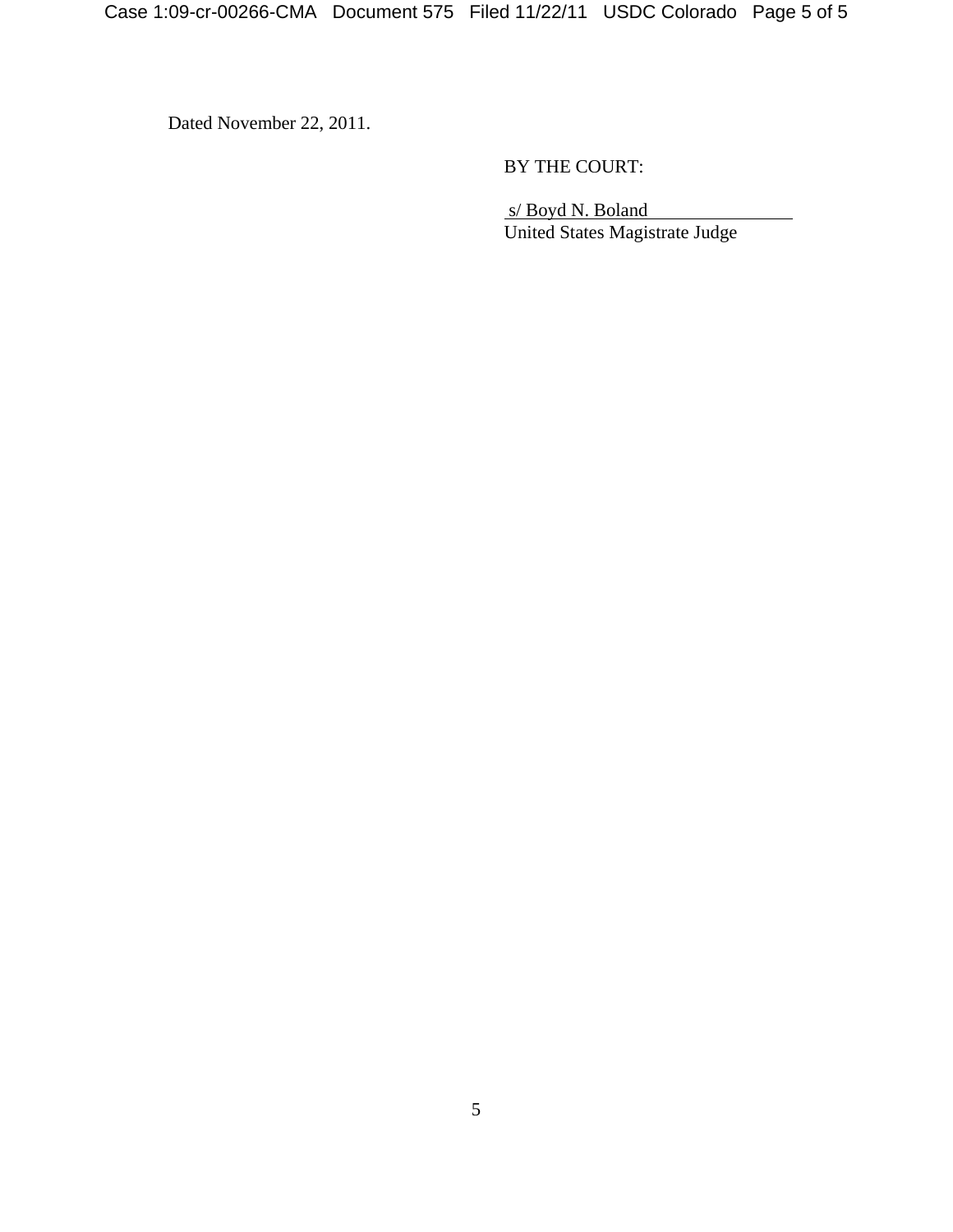Dated November 22, 2011.

BY THE COURT:

s/ Boyd N. Boland
United States Magistrate Judge